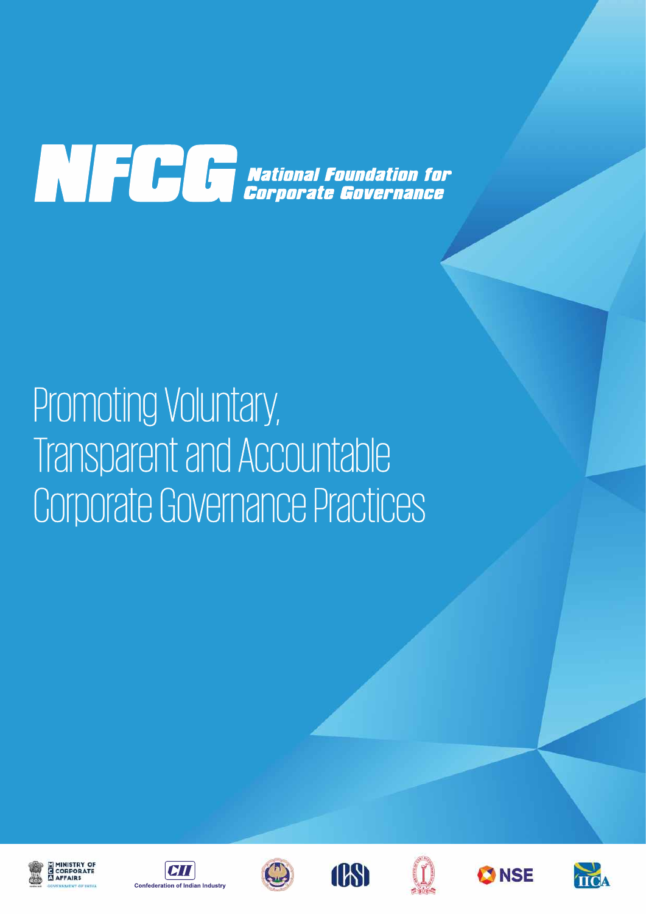# NFCG National Foundation for Corporate Governance

## Promoting Voluntary, Transparent and Accountable Corporate Governance Practices

MINISTRY OF CORPORATE AFFAIRS GOVERNMENT OF INDIA

CII Confederation of Indian Industry

ICSI

NSE

IICA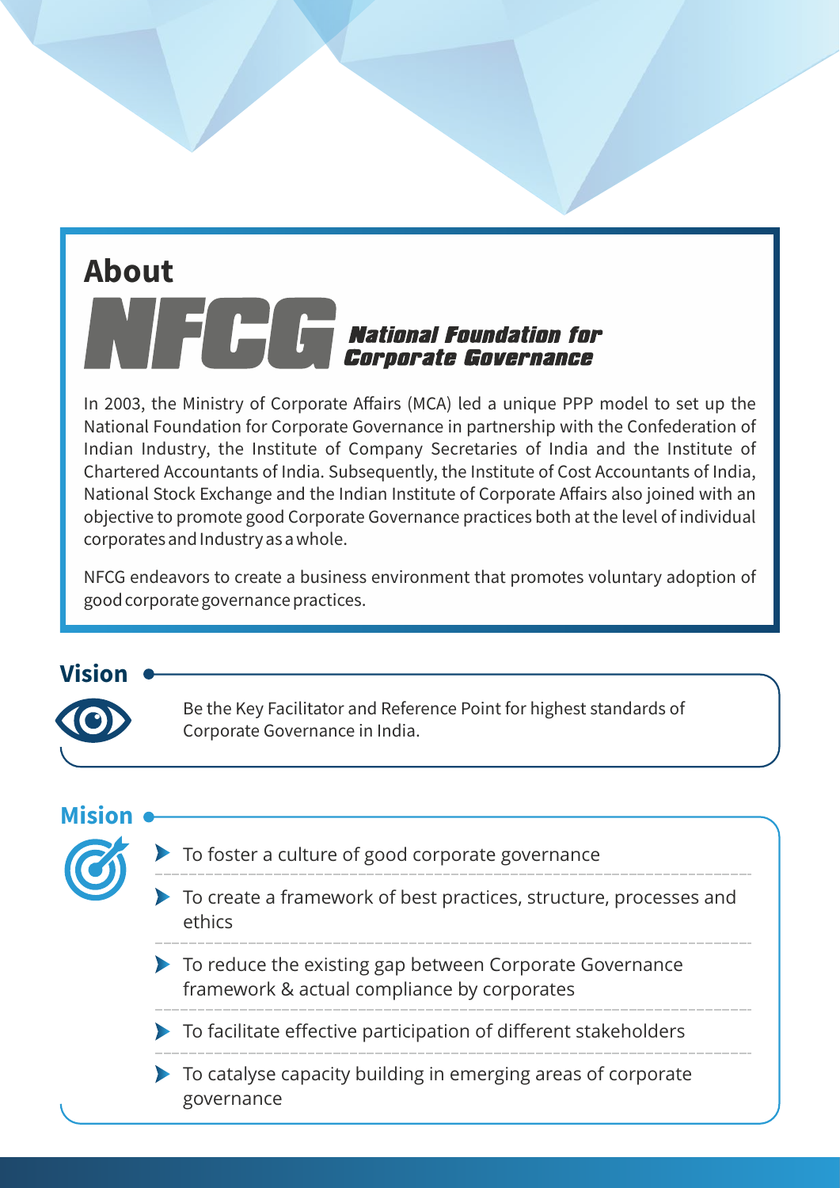# About NFCG

**National Foundation for Corporate Governance**

In 2003, the Ministry of Corporate Affairs (MCA) led a unique PPP model to set up the National Foundation for Corporate Governance in partnership with the Confederation of Indian Industry, the Institute of Company Secretaries of India and the Institute of Chartered Accountants of India. Subsequently, the Institute of Cost Accountants of India, National Stock Exchange and the Indian Institute of Corporate Affairs also joined with an objective to promote good Corporate Governance practices both at the level of individual corporates and Industry as a whole.

NFCG endeavors to create a business environment that promotes voluntary adoption of good corporate governance practices.

## Vision

Be the Key Facilitator and Reference Point for highest standards of Corporate Governance in India.

## Mision

- To foster a culture of good corporate governance
- To create a framework of best practices, structure, processes and ethics
- To reduce the existing gap between Corporate Governance framework & actual compliance by corporates
- To facilitate effective participation of different stakeholders
- To catalyse capacity building in emerging areas of corporate governance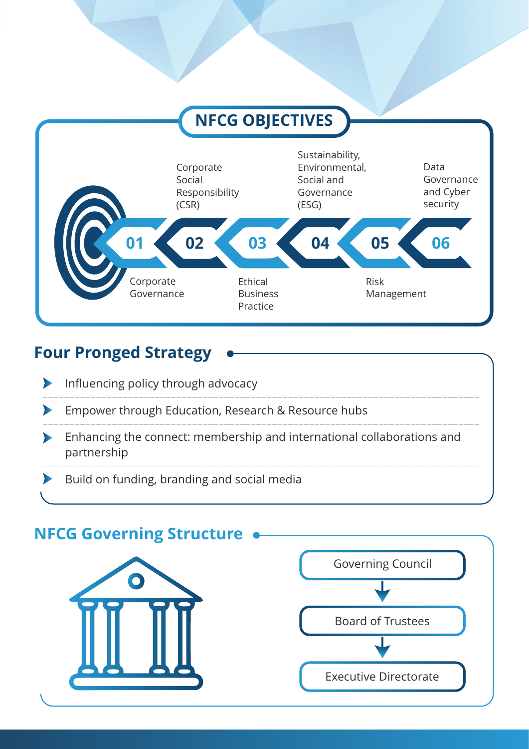## NFCG OBJECTIVES

1. 01 Corporate Governance
2. 02 Corporate Social Responsibility (CSR)
3. 03 Ethical Business Practice
4. 04 Sustainability, Environmental, Social and Governance (ESG)
5. 05 Risk Management
6. 06 Data Governance and Cyber security

## Four Pronged Strategy

- Influencing policy through advocacy
- Empower through Education, Research & Resource hubs
- Enhancing the connect: membership and international collaborations and partnership
- Build on funding, branding and social media

## NFCG Governing Structure

Governing Council
↓
Board of Trustees
↓
Executive Directorate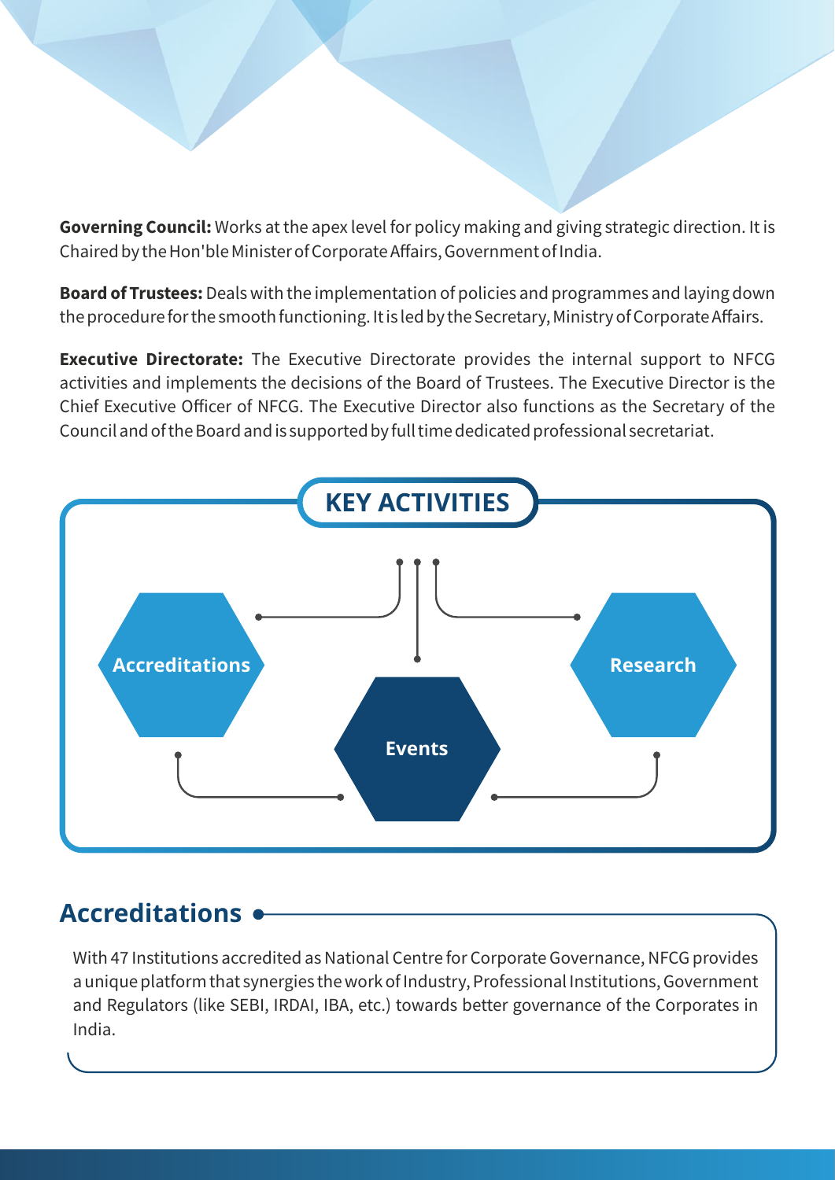**Governing Council:** Works at the apex level for policy making and giving strategic direction. It is Chaired by the Hon'ble Minister of Corporate Affairs, Government of India.

**Board of Trustees:** Deals with the implementation of policies and programmes and laying down the procedure for the smooth functioning. It is led by the Secretary, Ministry of Corporate Affairs.

**Executive Directorate:** The Executive Directorate provides the internal support to NFCG activities and implements the decisions of the Board of Trustees. The Executive Director is the Chief Executive Officer of NFCG. The Executive Director also functions as the Secretary of the Council and of the Board and is supported by full time dedicated professional secretariat.

## KEY ACTIVITIES

- Accreditations
- Events
- Research

## Accreditations

With 47 Institutions accredited as National Centre for Corporate Governance, NFCG provides a unique platform that synergies the work of Industry, Professional Institutions, Government and Regulators (like SEBI, IRDAI, IBA, etc.) towards better governance of the Corporates in India.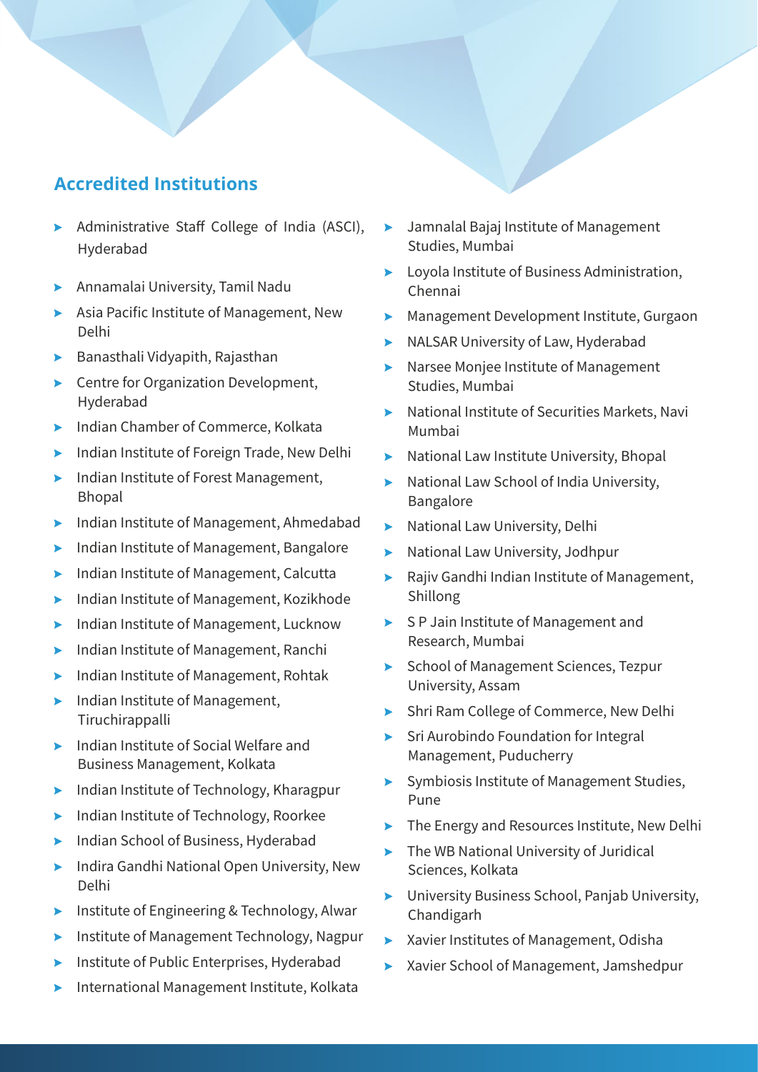## Accredited Institutions

- Administrative Staff College of India (ASCI), Hyderabad
- Annamalai University, Tamil Nadu
- Asia Pacific Institute of Management, New Delhi
- Banasthali Vidyapith, Rajasthan
- Centre for Organization Development, Hyderabad
- Indian Chamber of Commerce, Kolkata
- Indian Institute of Foreign Trade, New Delhi
- Indian Institute of Forest Management, Bhopal
- Indian Institute of Management, Ahmedabad
- Indian Institute of Management, Bangalore
- Indian Institute of Management, Calcutta
- Indian Institute of Management, Kozikhode
- Indian Institute of Management, Lucknow
- Indian Institute of Management, Ranchi
- Indian Institute of Management, Rohtak
- Indian Institute of Management, Tiruchirappalli
- Indian Institute of Social Welfare and Business Management, Kolkata
- Indian Institute of Technology, Kharagpur
- Indian Institute of Technology, Roorkee
- Indian School of Business, Hyderabad
- Indira Gandhi National Open University, New Delhi
- Institute of Engineering & Technology, Alwar
- Institute of Management Technology, Nagpur
- Institute of Public Enterprises, Hyderabad
- International Management Institute, Kolkata
- Jamnalal Bajaj Institute of Management Studies, Mumbai
- Loyola Institute of Business Administration, Chennai
- Management Development Institute, Gurgaon
- NALSAR University of Law, Hyderabad
- Narsee Monjee Institute of Management Studies, Mumbai
- National Institute of Securities Markets, Navi Mumbai
- National Law Institute University, Bhopal
- National Law School of India University, Bangalore
- National Law University, Delhi
- National Law University, Jodhpur
- Rajiv Gandhi Indian Institute of Management, Shillong
- S P Jain Institute of Management and Research, Mumbai
- School of Management Sciences, Tezpur University, Assam
- Shri Ram College of Commerce, New Delhi
- Sri Aurobindo Foundation for Integral Management, Puducherry
- Symbiosis Institute of Management Studies, Pune
- The Energy and Resources Institute, New Delhi
- The WB National University of Juridical Sciences, Kolkata
- University Business School, Panjab University, Chandigarh
- Xavier Institutes of Management, Odisha
- Xavier School of Management, Jamshedpur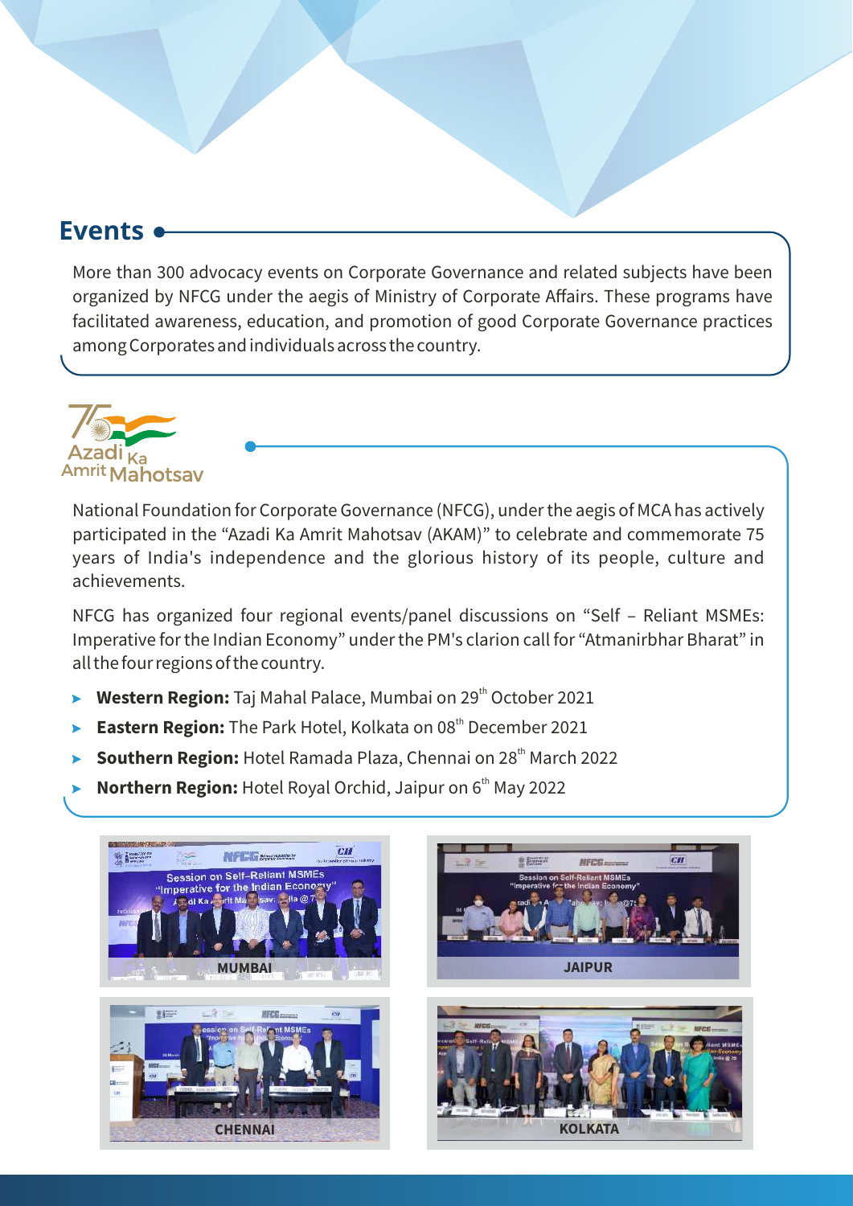## Events

More than 300 advocacy events on Corporate Governance and related subjects have been organized by NFCG under the aegis of Ministry of Corporate Affairs. These programs have facilitated awareness, education, and promotion of good Corporate Governance practices among Corporates and individuals across the country.

Azadi Ka Amrit Mahotsav

National Foundation for Corporate Governance (NFCG), under the aegis of MCA has actively participated in the "Azadi Ka Amrit Mahotsav (AKAM)" to celebrate and commemorate 75 years of India's independence and the glorious history of its people, culture and achievements.

NFCG has organized four regional events/panel discussions on "Self – Reliant MSMEs: Imperative for the Indian Economy" under the PM's clarion call for "Atmanirbhar Bharat" in all the four regions of the country.

- **Western Region:** Taj Mahal Palace, Mumbai on 29th October 2021
- **Eastern Region:** The Park Hotel, Kolkata on 08th December 2021
- **Southern Region:** Hotel Ramada Plaza, Chennai on 28th March 2022
- **Northern Region:** Hotel Royal Orchid, Jaipur on 6th May 2022

MUMBAI

JAIPUR

CHENNAI

KOLKATA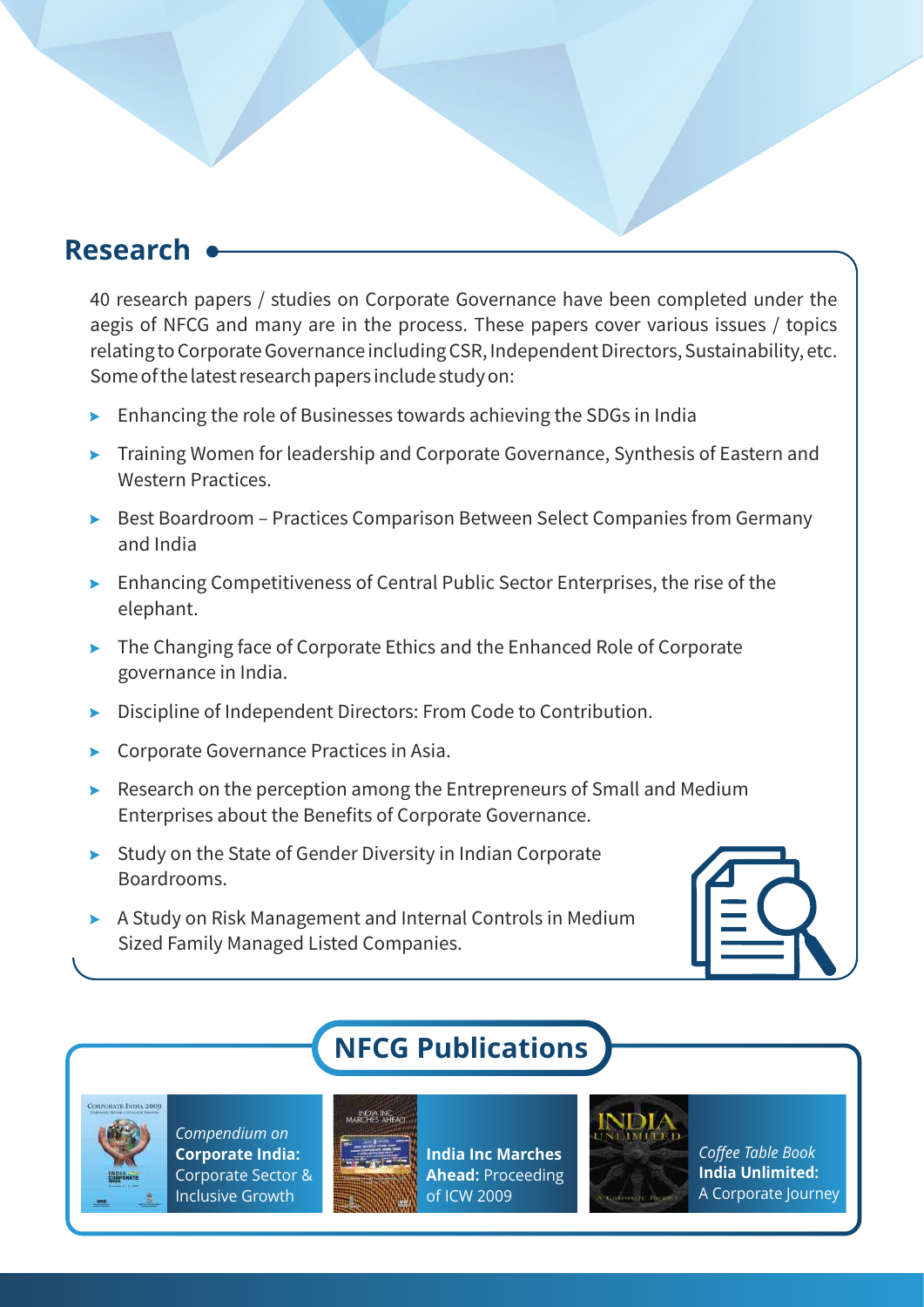## Research

40 research papers / studies on Corporate Governance have been completed under the aegis of NFCG and many are in the process. These papers cover various issues / topics relating to Corporate Governance including CSR, Independent Directors, Sustainability, etc. Some of the latest research papers include study on:

- Enhancing the role of Businesses towards achieving the SDGs in India
- Training Women for leadership and Corporate Governance, Synthesis of Eastern and Western Practices.
- Best Boardroom – Practices Comparison Between Select Companies from Germany and India
- Enhancing Competitiveness of Central Public Sector Enterprises, the rise of the elephant.
- The Changing face of Corporate Ethics and the Enhanced Role of Corporate governance in India.
- Discipline of Independent Directors: From Code to Contribution.
- Corporate Governance Practices in Asia.
- Research on the perception among the Entrepreneurs of Small and Medium Enterprises about the Benefits of Corporate Governance.
- Study on the State of Gender Diversity in Indian Corporate Boardrooms.
- A Study on Risk Management and Internal Controls in Medium Sized Family Managed Listed Companies.

## NFCG Publications

*Compendium on* **Corporate India:** Corporate Sector & Inclusive Growth

**India Inc Marches Ahead:** Proceeding of ICW 2009

*Coffee Table Book* **India Unlimited:** A Corporate Journey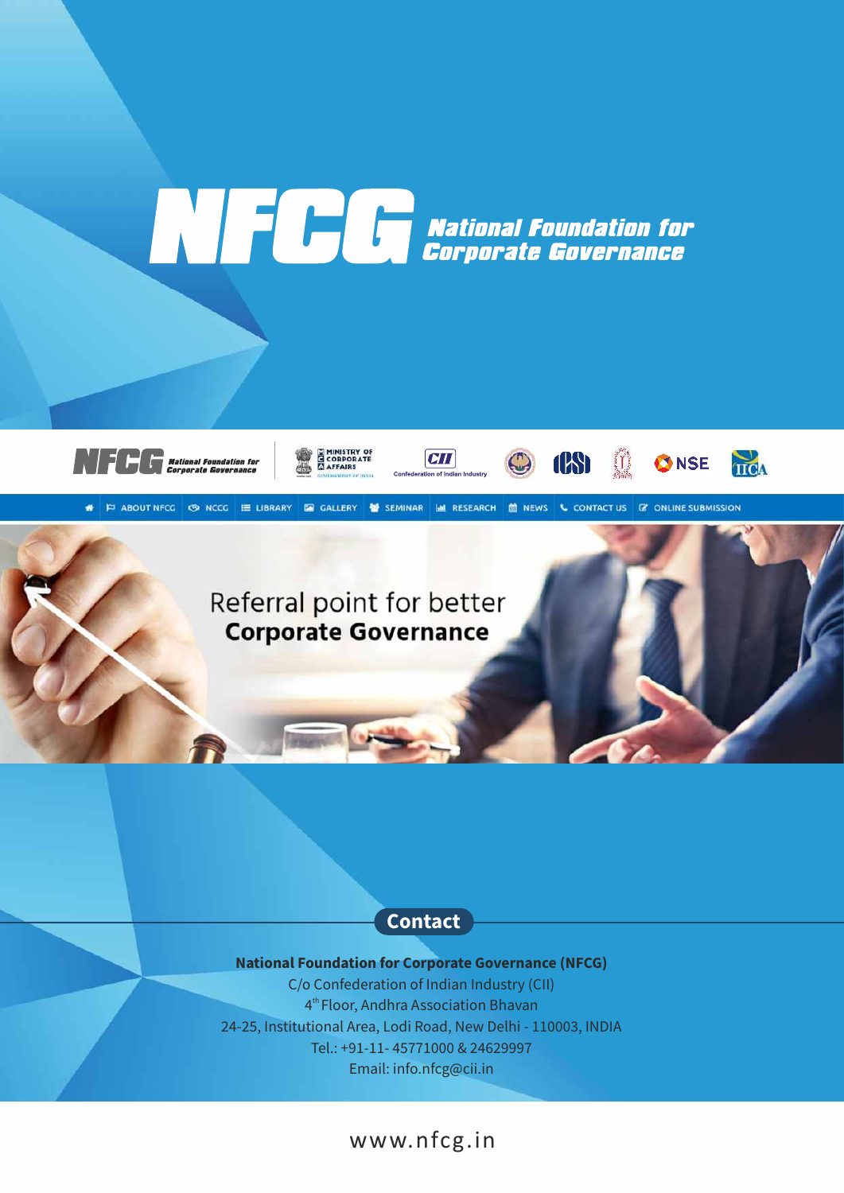# NFCG National Foundation for Corporate Governance

Referral point for better **Corporate Governance**

## Contact

**National Foundation for Corporate Governance (NFCG)**
C/o Confederation of Indian Industry (CII)
4th Floor, Andhra Association Bhavan
24-25, Institutional Area, Lodi Road, New Delhi - 110003, INDIA
Tel.: +91-11- 45771000 & 24629997
Email: info.nfcg@cii.in

www.nfcg.in